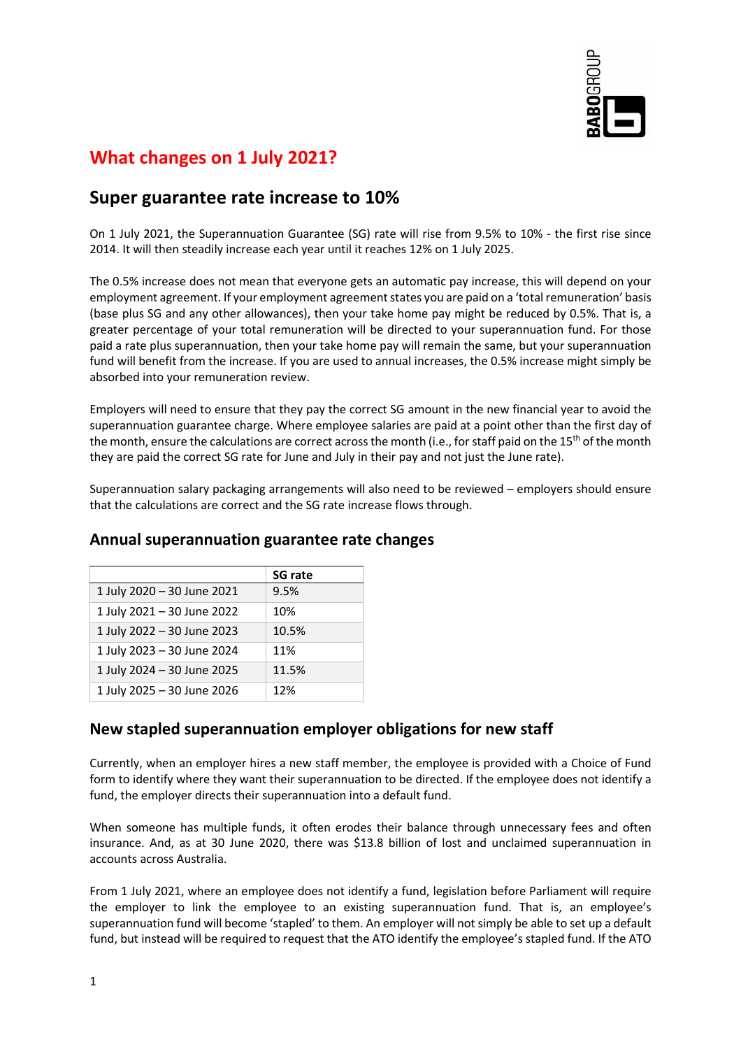# What changes on 1 July 2021?

## Super guarantee rate increase to 10%

On 1 July 2021, the Superannuation Guarantee (SG) rate will rise from 9.5% to 10% - the first rise since 2014. It will then steadily increase each year until it reaches 12% on 1 July 2025.

The 0.5% increase does not mean that everyone gets an automatic pay increase, this will depend on your employment agreement. If your employment agreement states you are paid on a 'total remuneration' basis (base plus SG and any other allowances), then your take home pay might be reduced by 0.5%. That is, a greater percentage of your total remuneration will be directed to your superannuation fund. For those paid a rate plus superannuation, then your take home pay will remain the same, but your superannuation fund will benefit from the increase. If you are used to annual increases, the 0.5% increase might simply be absorbed into your remuneration review.

Employers will need to ensure that they pay the correct SG amount in the new financial year to avoid the superannuation guarantee charge. Where employee salaries are paid at a point other than the first day of the month, ensure the calculations are correct across the month (i.e., for staff paid on the 15th of the month they are paid the correct SG rate for June and July in their pay and not just the June rate).

Superannuation salary packaging arrangements will also need to be reviewed – employers should ensure that the calculations are correct and the SG rate increase flows through.

### Annual superannuation guarantee rate changes

| | SG rate |
|---|---|
| 1 July 2020 – 30 June 2021 | 9.5% |
| 1 July 2021 – 30 June 2022 | 10% |
| 1 July 2022 – 30 June 2023 | 10.5% |
| 1 July 2023 – 30 June 2024 | 11% |
| 1 July 2024 – 30 June 2025 | 11.5% |
| 1 July 2025 – 30 June 2026 | 12% |

## New stapled superannuation employer obligations for new staff

Currently, when an employer hires a new staff member, the employee is provided with a Choice of Fund form to identify where they want their superannuation to be directed. If the employee does not identify a fund, the employer directs their superannuation into a default fund.

When someone has multiple funds, it often erodes their balance through unnecessary fees and often insurance. And, as at 30 June 2020, there was $13.8 billion of lost and unclaimed superannuation in accounts across Australia.

From 1 July 2021, where an employee does not identify a fund, legislation before Parliament will require the employer to link the employee to an existing superannuation fund. That is, an employee's superannuation fund will become 'stapled' to them. An employer will not simply be able to set up a default fund, but instead will be required to request that the ATO identify the employee's stapled fund. If the ATO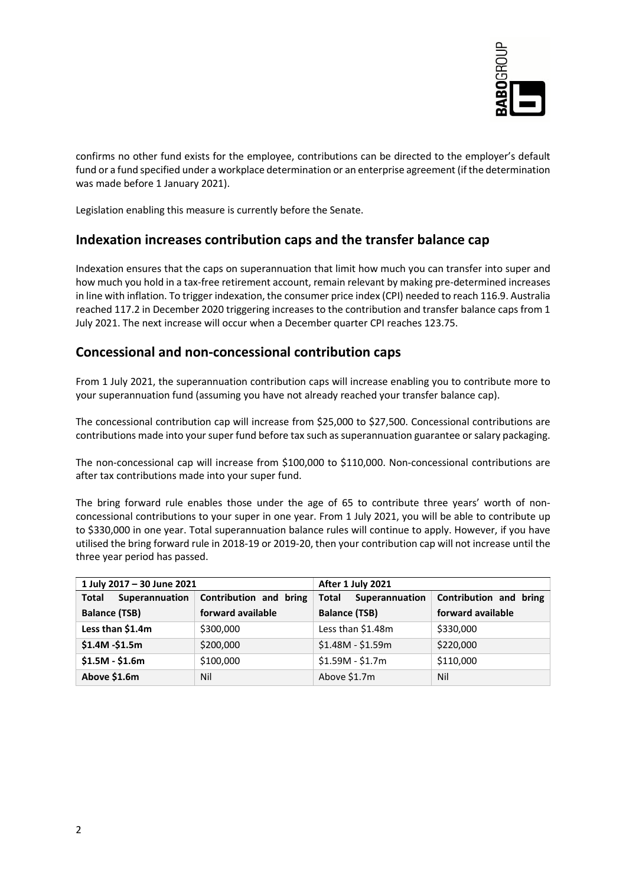confirms no other fund exists for the employee, contributions can be directed to the employer's default fund or a fund specified under a workplace determination or an enterprise agreement (if the determination was made before 1 January 2021).

Legislation enabling this measure is currently before the Senate.

## Indexation increases contribution caps and the transfer balance cap

Indexation ensures that the caps on superannuation that limit how much you can transfer into super and how much you hold in a tax-free retirement account, remain relevant by making pre-determined increases in line with inflation. To trigger indexation, the consumer price index (CPI) needed to reach 116.9. Australia reached 117.2 in December 2020 triggering increases to the contribution and transfer balance caps from 1 July 2021. The next increase will occur when a December quarter CPI reaches 123.75.

## Concessional and non-concessional contribution caps

From 1 July 2021, the superannuation contribution caps will increase enabling you to contribute more to your superannuation fund (assuming you have not already reached your transfer balance cap).

The concessional contribution cap will increase from $25,000 to $27,500. Concessional contributions are contributions made into your super fund before tax such as superannuation guarantee or salary packaging.

The non-concessional cap will increase from $100,000 to $110,000. Non-concessional contributions are after tax contributions made into your super fund.

The bring forward rule enables those under the age of 65 to contribute three years' worth of non-concessional contributions to your super in one year. From 1 July 2021, you will be able to contribute up to $330,000 in one year. Total superannuation balance rules will continue to apply. However, if you have utilised the bring forward rule in 2018-19 or 2019-20, then your contribution cap will not increase until the three year period has passed.

| **1 July 2017 – 30 June 2021** | | **After 1 July 2021** | |
|---|---|---|---|
| **Total Superannuation Balance (TSB)** | **Contribution and bring forward available** | **Total Superannuation Balance (TSB)** | **Contribution and bring forward available** |
| **Less than $1.4m** | $300,000 | Less than $1.48m | $330,000 |
| **$1.4M -$1.5m** | $200,000 | $1.48M - $1.59m | $220,000 |
| **$1.5M - $1.6m** | $100,000 | $1.59M - $1.7m | $110,000 |
| **Above $1.6m** | Nil | Above $1.7m | Nil |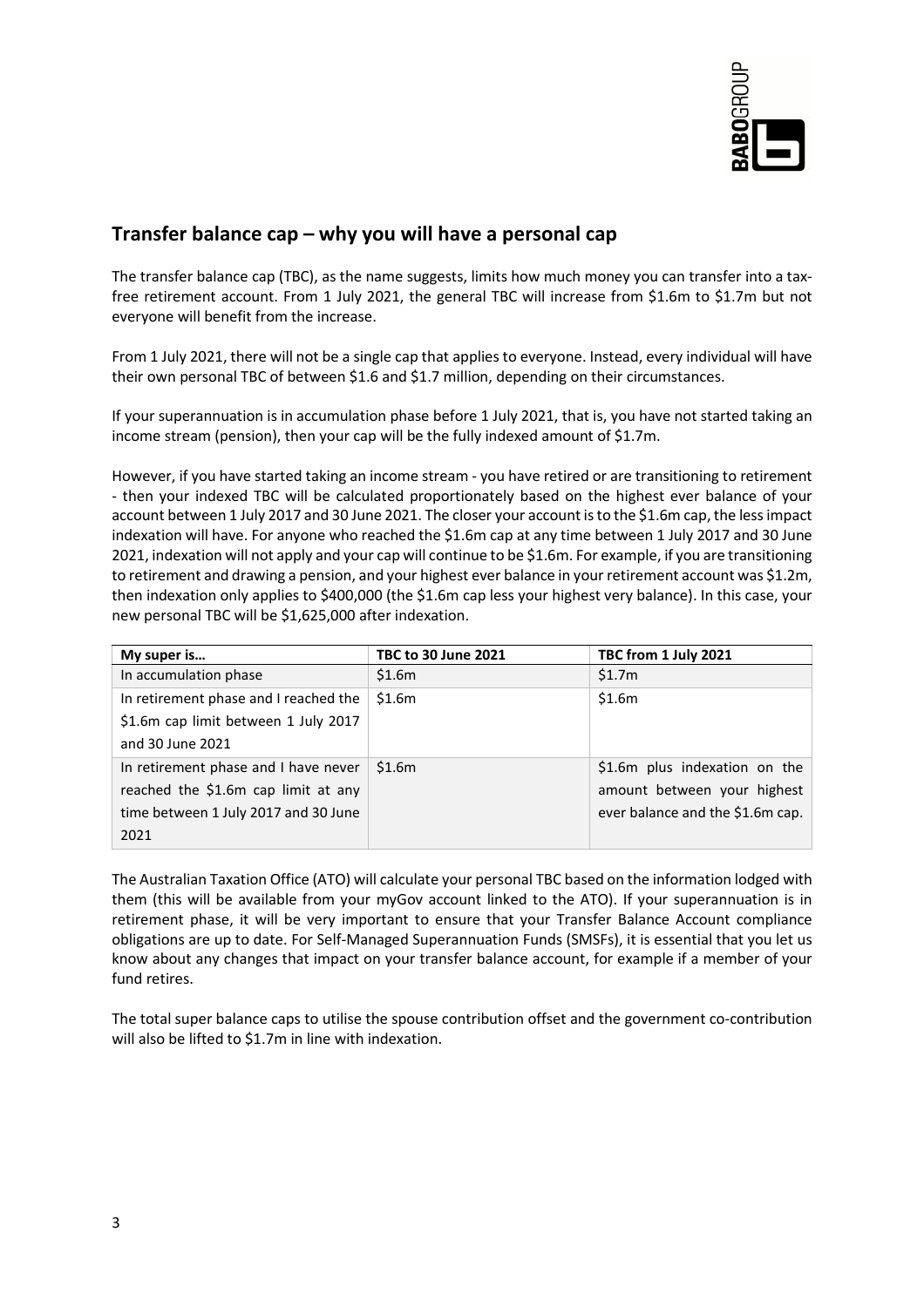## Transfer balance cap – why you will have a personal cap

The transfer balance cap (TBC), as the name suggests, limits how much money you can transfer into a tax-free retirement account. From 1 July 2021, the general TBC will increase from $1.6m to $1.7m but not everyone will benefit from the increase.

From 1 July 2021, there will not be a single cap that applies to everyone. Instead, every individual will have their own personal TBC of between $1.6 and $1.7 million, depending on their circumstances.

If your superannuation is in accumulation phase before 1 July 2021, that is, you have not started taking an income stream (pension), then your cap will be the fully indexed amount of $1.7m.

However, if you have started taking an income stream - you have retired or are transitioning to retirement - then your indexed TBC will be calculated proportionately based on the highest ever balance of your account between 1 July 2017 and 30 June 2021. The closer your account is to the $1.6m cap, the less impact indexation will have. For anyone who reached the $1.6m cap at any time between 1 July 2017 and 30 June 2021, indexation will not apply and your cap will continue to be $1.6m. For example, if you are transitioning to retirement and drawing a pension, and your highest ever balance in your retirement account was $1.2m, then indexation only applies to $400,000 (the $1.6m cap less your highest very balance). In this case, your new personal TBC will be $1,625,000 after indexation.

| My super is… | TBC to 30 June 2021 | TBC from 1 July 2021 |
|---|---|---|
| In accumulation phase | $1.6m | $1.7m |
| In retirement phase and I reached the $1.6m cap limit between 1 July 2017 and 30 June 2021 | $1.6m | $1.6m |
| In retirement phase and I have never reached the $1.6m cap limit at any time between 1 July 2017 and 30 June 2021 | $1.6m | $1.6m plus indexation on the amount between your highest ever balance and the $1.6m cap. |

The Australian Taxation Office (ATO) will calculate your personal TBC based on the information lodged with them (this will be available from your myGov account linked to the ATO). If your superannuation is in retirement phase, it will be very important to ensure that your Transfer Balance Account compliance obligations are up to date. For Self-Managed Superannuation Funds (SMSFs), it is essential that you let us know about any changes that impact on your transfer balance account, for example if a member of your fund retires.

The total super balance caps to utilise the spouse contribution offset and the government co-contribution will also be lifted to $1.7m in line with indexation.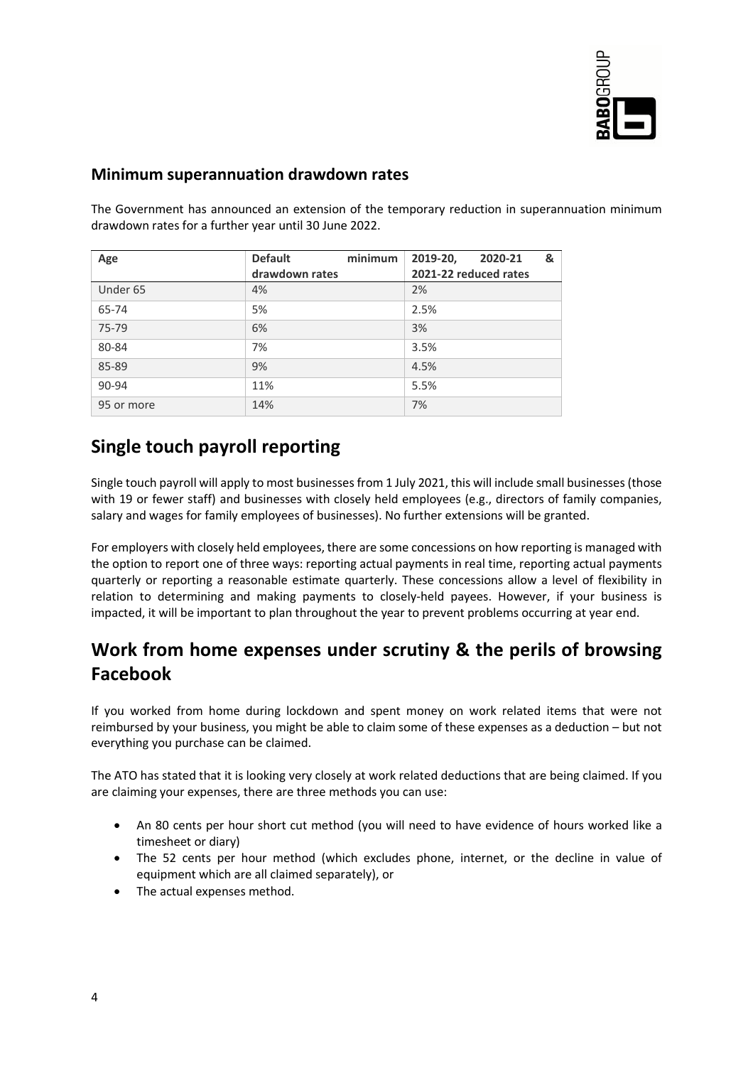### Minimum superannuation drawdown rates

The Government has announced an extension of the temporary reduction in superannuation minimum drawdown rates for a further year until 30 June 2022.

| Age | Default minimum drawdown rates | 2019-20, 2020-21 & 2021-22 reduced rates |
|---|---|---|
| Under 65 | 4% | 2% |
| 65-74 | 5% | 2.5% |
| 75-79 | 6% | 3% |
| 80-84 | 7% | 3.5% |
| 85-89 | 9% | 4.5% |
| 90-94 | 11% | 5.5% |
| 95 or more | 14% | 7% |

## Single touch payroll reporting

Single touch payroll will apply to most businesses from 1 July 2021, this will include small businesses (those with 19 or fewer staff) and businesses with closely held employees (e.g., directors of family companies, salary and wages for family employees of businesses). No further extensions will be granted.

For employers with closely held employees, there are some concessions on how reporting is managed with the option to report one of three ways: reporting actual payments in real time, reporting actual payments quarterly or reporting a reasonable estimate quarterly. These concessions allow a level of flexibility in relation to determining and making payments to closely-held payees. However, if your business is impacted, it will be important to plan throughout the year to prevent problems occurring at year end.

## Work from home expenses under scrutiny & the perils of browsing Facebook

If you worked from home during lockdown and spent money on work related items that were not reimbursed by your business, you might be able to claim some of these expenses as a deduction – but not everything you purchase can be claimed.

The ATO has stated that it is looking very closely at work related deductions that are being claimed. If you are claiming your expenses, there are three methods you can use:

- An 80 cents per hour short cut method (you will need to have evidence of hours worked like a timesheet or diary)
- The 52 cents per hour method (which excludes phone, internet, or the decline in value of equipment which are all claimed separately), or
- The actual expenses method.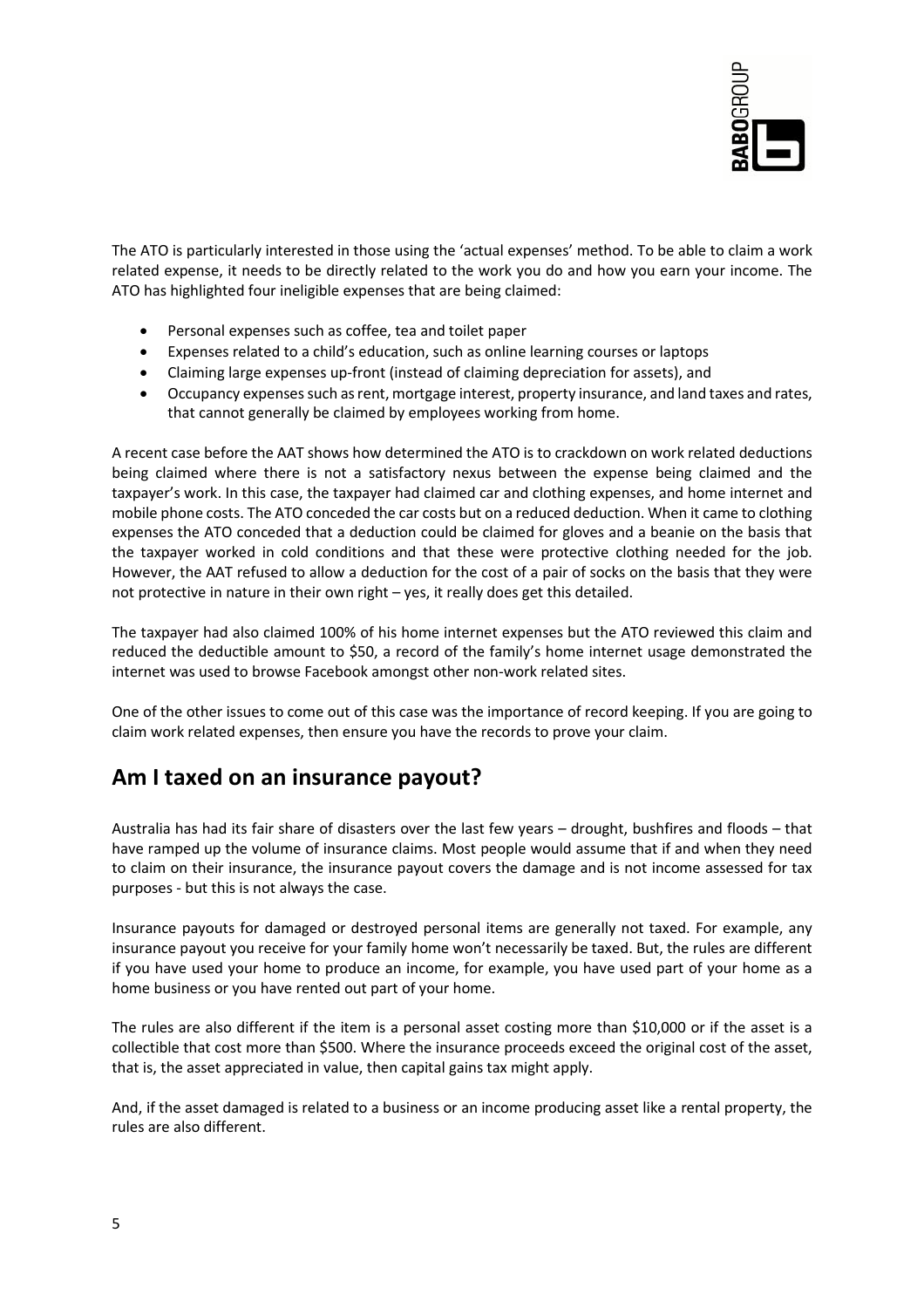The ATO is particularly interested in those using the 'actual expenses' method. To be able to claim a work related expense, it needs to be directly related to the work you do and how you earn your income. The ATO has highlighted four ineligible expenses that are being claimed:

- Personal expenses such as coffee, tea and toilet paper
- Expenses related to a child's education, such as online learning courses or laptops
- Claiming large expenses up-front (instead of claiming depreciation for assets), and
- Occupancy expenses such as rent, mortgage interest, property insurance, and land taxes and rates, that cannot generally be claimed by employees working from home.

A recent case before the AAT shows how determined the ATO is to crackdown on work related deductions being claimed where there is not a satisfactory nexus between the expense being claimed and the taxpayer's work. In this case, the taxpayer had claimed car and clothing expenses, and home internet and mobile phone costs. The ATO conceded the car costs but on a reduced deduction. When it came to clothing expenses the ATO conceded that a deduction could be claimed for gloves and a beanie on the basis that the taxpayer worked in cold conditions and that these were protective clothing needed for the job. However, the AAT refused to allow a deduction for the cost of a pair of socks on the basis that they were not protective in nature in their own right – yes, it really does get this detailed.

The taxpayer had also claimed 100% of his home internet expenses but the ATO reviewed this claim and reduced the deductible amount to $50, a record of the family's home internet usage demonstrated the internet was used to browse Facebook amongst other non-work related sites.

One of the other issues to come out of this case was the importance of record keeping. If you are going to claim work related expenses, then ensure you have the records to prove your claim.

## Am I taxed on an insurance payout?

Australia has had its fair share of disasters over the last few years – drought, bushfires and floods – that have ramped up the volume of insurance claims. Most people would assume that if and when they need to claim on their insurance, the insurance payout covers the damage and is not income assessed for tax purposes - but this is not always the case.

Insurance payouts for damaged or destroyed personal items are generally not taxed. For example, any insurance payout you receive for your family home won't necessarily be taxed. But, the rules are different if you have used your home to produce an income, for example, you have used part of your home as a home business or you have rented out part of your home.

The rules are also different if the item is a personal asset costing more than $10,000 or if the asset is a collectible that cost more than $500. Where the insurance proceeds exceed the original cost of the asset, that is, the asset appreciated in value, then capital gains tax might apply.

And, if the asset damaged is related to a business or an income producing asset like a rental property, the rules are also different.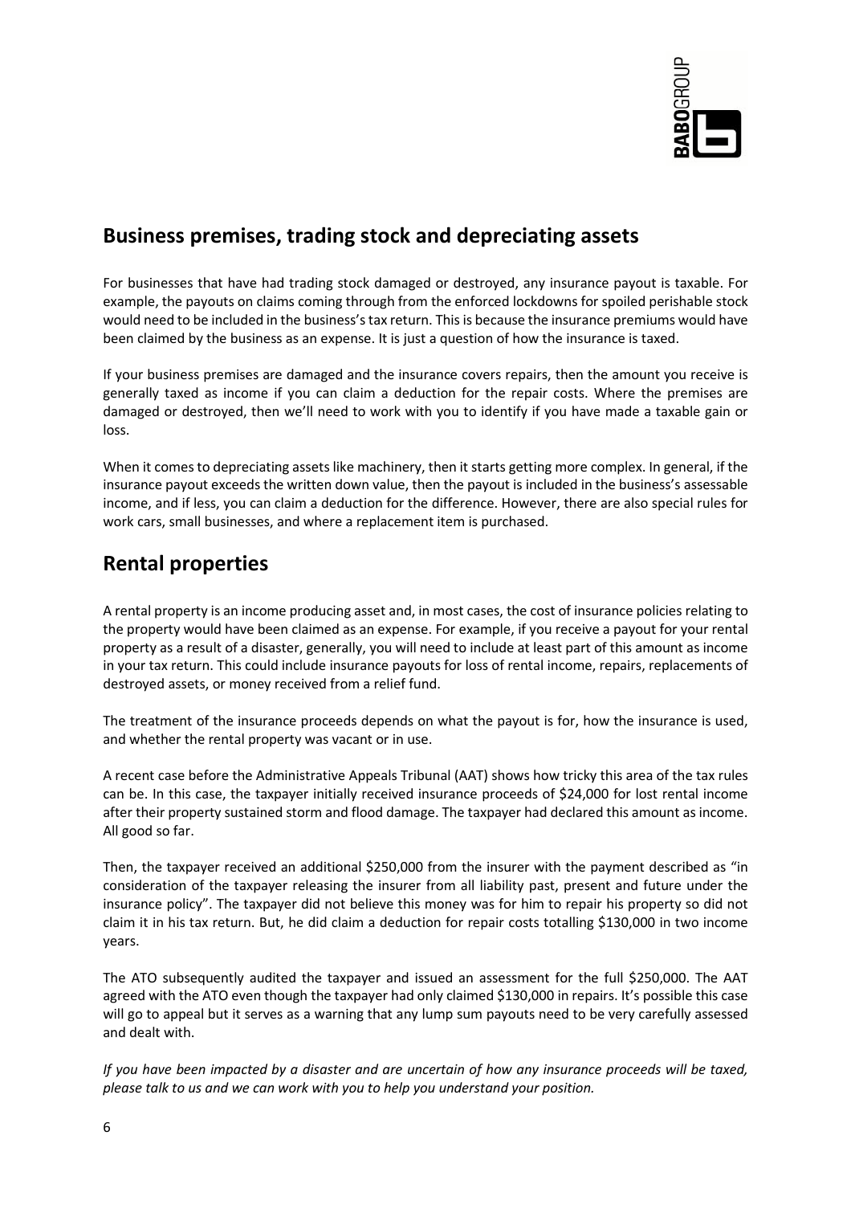## Business premises, trading stock and depreciating assets

For businesses that have had trading stock damaged or destroyed, any insurance payout is taxable. For example, the payouts on claims coming through from the enforced lockdowns for spoiled perishable stock would need to be included in the business's tax return. This is because the insurance premiums would have been claimed by the business as an expense. It is just a question of how the insurance is taxed.

If your business premises are damaged and the insurance covers repairs, then the amount you receive is generally taxed as income if you can claim a deduction for the repair costs. Where the premises are damaged or destroyed, then we'll need to work with you to identify if you have made a taxable gain or loss.

When it comes to depreciating assets like machinery, then it starts getting more complex. In general, if the insurance payout exceeds the written down value, then the payout is included in the business's assessable income, and if less, you can claim a deduction for the difference. However, there are also special rules for work cars, small businesses, and where a replacement item is purchased.

## Rental properties

A rental property is an income producing asset and, in most cases, the cost of insurance policies relating to the property would have been claimed as an expense. For example, if you receive a payout for your rental property as a result of a disaster, generally, you will need to include at least part of this amount as income in your tax return. This could include insurance payouts for loss of rental income, repairs, replacements of destroyed assets, or money received from a relief fund.

The treatment of the insurance proceeds depends on what the payout is for, how the insurance is used, and whether the rental property was vacant or in use.

A recent case before the Administrative Appeals Tribunal (AAT) shows how tricky this area of the tax rules can be. In this case, the taxpayer initially received insurance proceeds of $24,000 for lost rental income after their property sustained storm and flood damage. The taxpayer had declared this amount as income. All good so far.

Then, the taxpayer received an additional $250,000 from the insurer with the payment described as "in consideration of the taxpayer releasing the insurer from all liability past, present and future under the insurance policy". The taxpayer did not believe this money was for him to repair his property so did not claim it in his tax return. But, he did claim a deduction for repair costs totalling $130,000 in two income years.

The ATO subsequently audited the taxpayer and issued an assessment for the full $250,000. The AAT agreed with the ATO even though the taxpayer had only claimed $130,000 in repairs. It's possible this case will go to appeal but it serves as a warning that any lump sum payouts need to be very carefully assessed and dealt with.

*If you have been impacted by a disaster and are uncertain of how any insurance proceeds will be taxed, please talk to us and we can work with you to help you understand your position.*